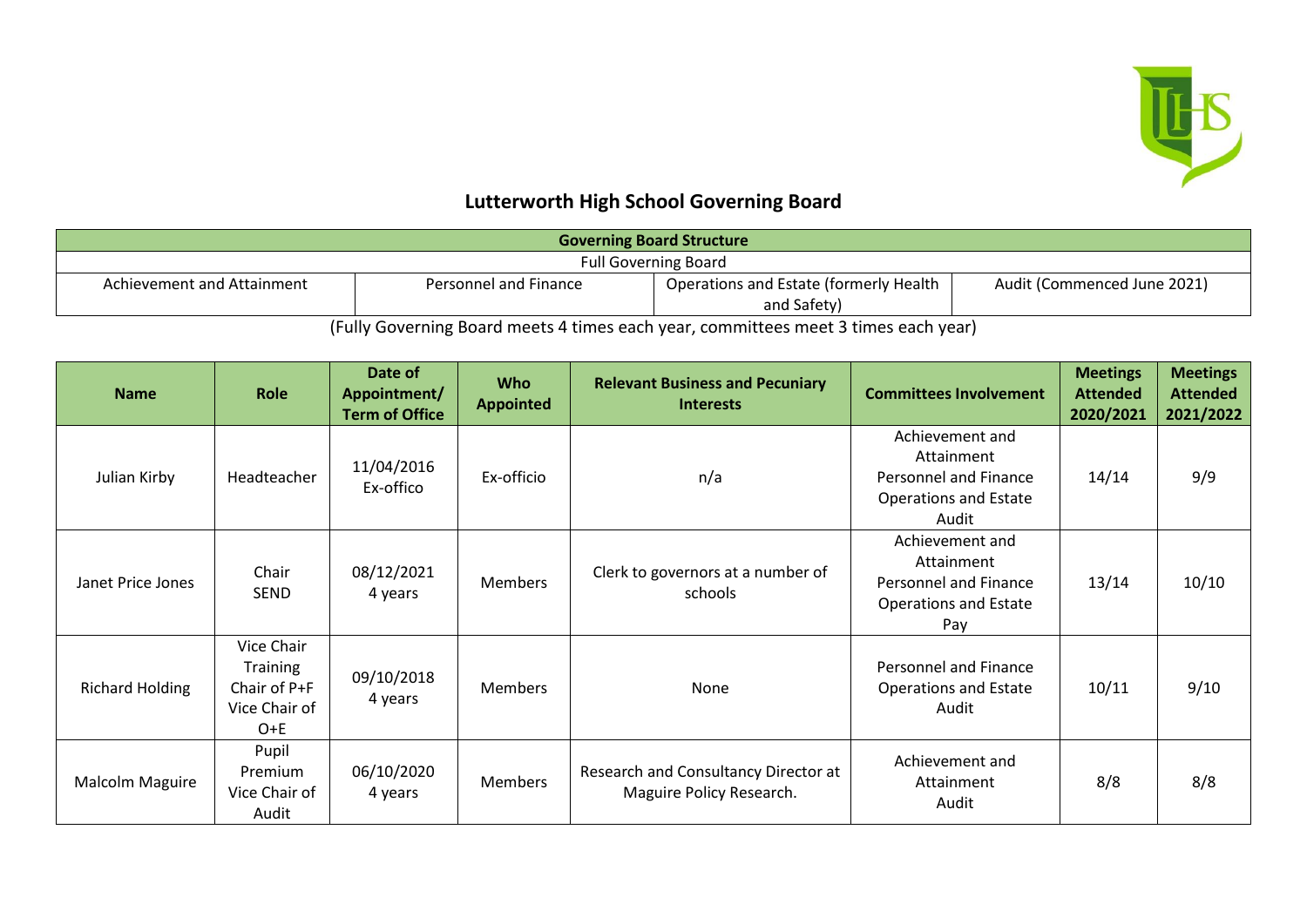# Lutterworth High School Governing Board

| Governing Board Structure | | | |
|---|---|---|---|
| Full Governing Board | | | |
| Achievement and Attainment | Personnel and Finance | Operations and Estate (formerly Health and Safety) | Audit (Commenced June 2021) |

(Fully Governing Board meets 4 times each year, committees meet 3 times each year)

| Name | Role | Date of Appointment/ Term of Office | Who Appointed | Relevant Business and Pecuniary Interests | Committees Involvement | Meetings Attended 2020/2021 | Meetings Attended 2021/2022 |
|---|---|---|---|---|---|---|---|
| Julian Kirby | Headteacher | 11/04/2016 Ex-offico | Ex-officio | n/a | Achievement and Attainment<br>Personnel and Finance<br>Operations and Estate<br>Audit | 14/14 | 9/9 |
| Janet Price Jones | Chair<br>SEND | 08/12/2021 4 years | Members | Clerk to governors at a number of schools | Achievement and Attainment<br>Personnel and Finance<br>Operations and Estate<br>Pay | 13/14 | 10/10 |
| Richard Holding | Vice Chair<br>Training<br>Chair of P+F<br>Vice Chair of O+E | 09/10/2018 4 years | Members | None | Personnel and Finance<br>Operations and Estate<br>Audit | 10/11 | 9/10 |
| Malcolm Maguire | Pupil Premium<br>Vice Chair of Audit | 06/10/2020 4 years | Members | Research and Consultancy Director at Maguire Policy Research. | Achievement and Attainment<br>Audit | 8/8 | 8/8 |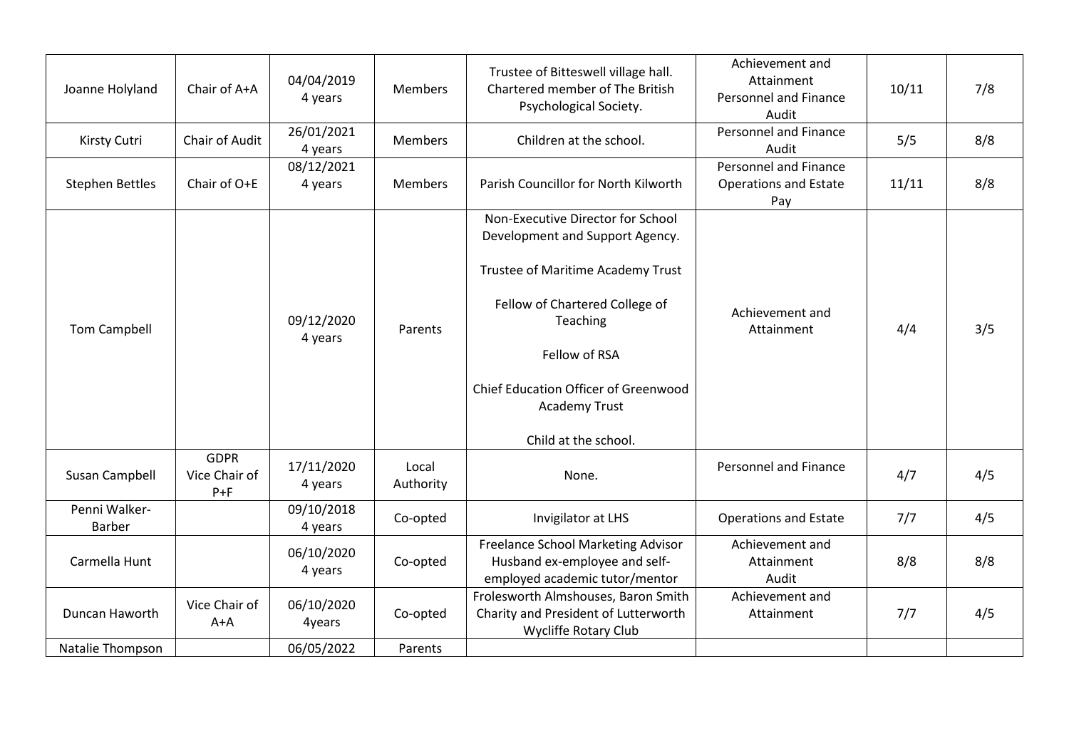| | | | | | | | |
|---|---|---|---|---|---|---|---|
| Joanne Holyland | Chair of A+A | 04/04/2019<br>4 years | Members | Trustee of Bitteswell village hall. Chartered member of The British Psychological Society. | Achievement and Attainment<br>Personnel and Finance<br>Audit | 10/11 | 7/8 |
| Kirsty Cutri | Chair of Audit | 26/01/2021<br>4 years | Members | Children at the school. | Personnel and Finance<br>Audit | 5/5 | 8/8 |
| Stephen Bettles | Chair of O+E | 08/12/2021<br>4 years | Members | Parish Councillor for North Kilworth | Personnel and Finance<br>Operations and Estate<br>Pay | 11/11 | 8/8 |
| Tom Campbell | | 09/12/2020<br>4 years | Parents | Non-Executive Director for School Development and Support Agency.<br><br>Trustee of Maritime Academy Trust<br><br>Fellow of Chartered College of Teaching<br><br>Fellow of RSA<br><br>Chief Education Officer of Greenwood Academy Trust<br><br>Child at the school. | Achievement and Attainment | 4/4 | 3/5 |
| Susan Campbell | GDPR<br>Vice Chair of P+F | 17/11/2020<br>4 years | Local Authority | None. | Personnel and Finance | 4/7 | 4/5 |
| Penni Walker-Barber | | 09/10/2018<br>4 years | Co-opted | Invigilator at LHS | Operations and Estate | 7/7 | 4/5 |
| Carmella Hunt | | 06/10/2020<br>4 years | Co-opted | Freelance School Marketing Advisor<br>Husband ex-employee and self-employed academic tutor/mentor | Achievement and Attainment<br>Audit | 8/8 | 8/8 |
| Duncan Haworth | Vice Chair of A+A | 06/10/2020<br>4years | Co-opted | Frolesworth Almshouses, Baron Smith Charity and President of Lutterworth Wycliffe Rotary Club | Achievement and Attainment | 7/7 | 4/5 |
| Natalie Thompson | | 06/05/2022 | Parents | | | | |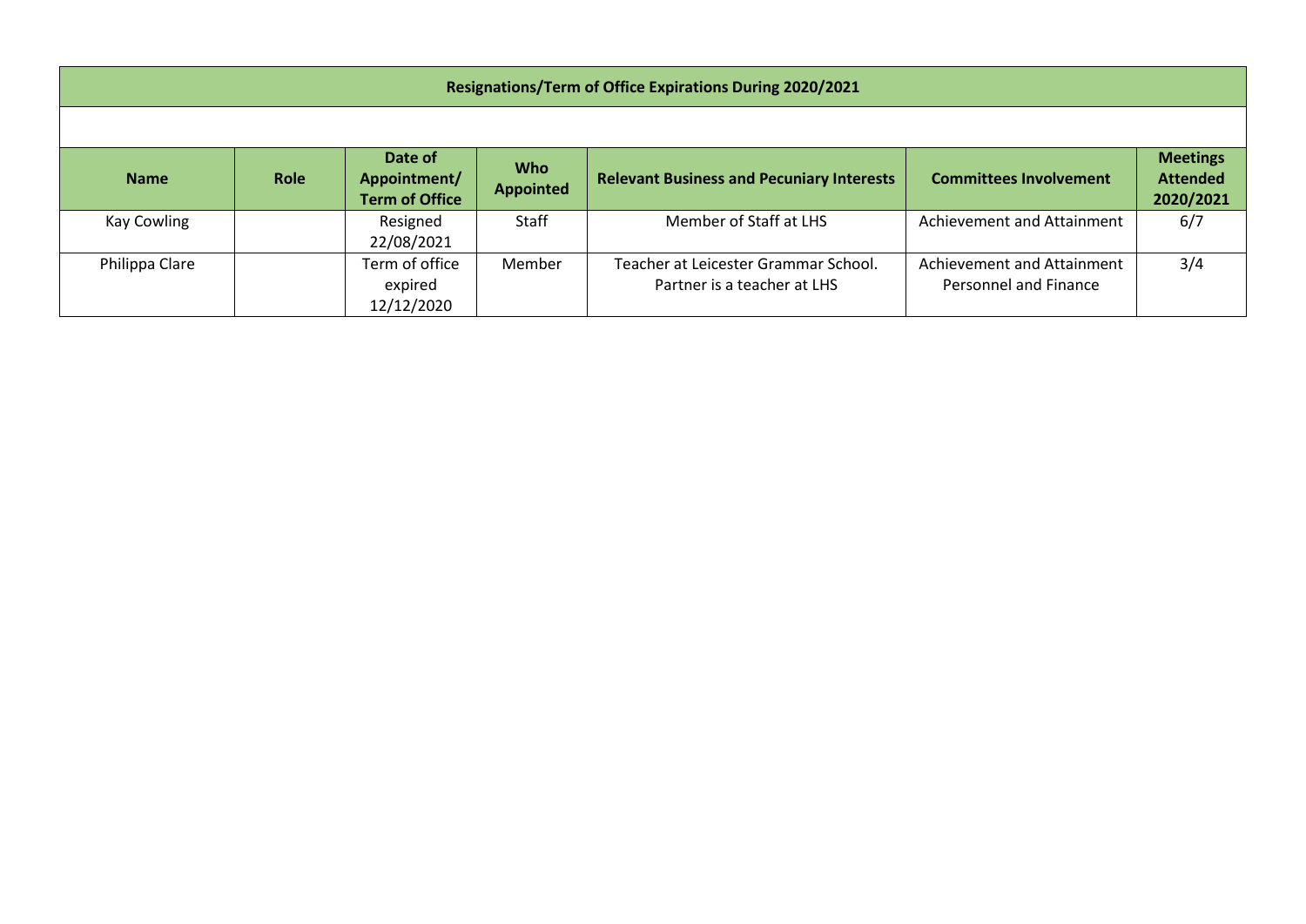| Resignations/Term of Office Expirations During 2020/2021 | | | | | | |
|---|---|---|---|---|---|---|
| | | | | | | |
| **Name** | **Role** | **Date of Appointment/ Term of Office** | **Who Appointed** | **Relevant Business and Pecuniary Interests** | **Committees Involvement** | **Meetings Attended 2020/2021** |
| Kay Cowling | | Resigned 22/08/2021 | Staff | Member of Staff at LHS | Achievement and Attainment | 6/7 |
| Philippa Clare | | Term of office expired 12/12/2020 | Member | Teacher at Leicester Grammar School. Partner is a teacher at LHS | Achievement and Attainment<br>Personnel and Finance | 3/4 |